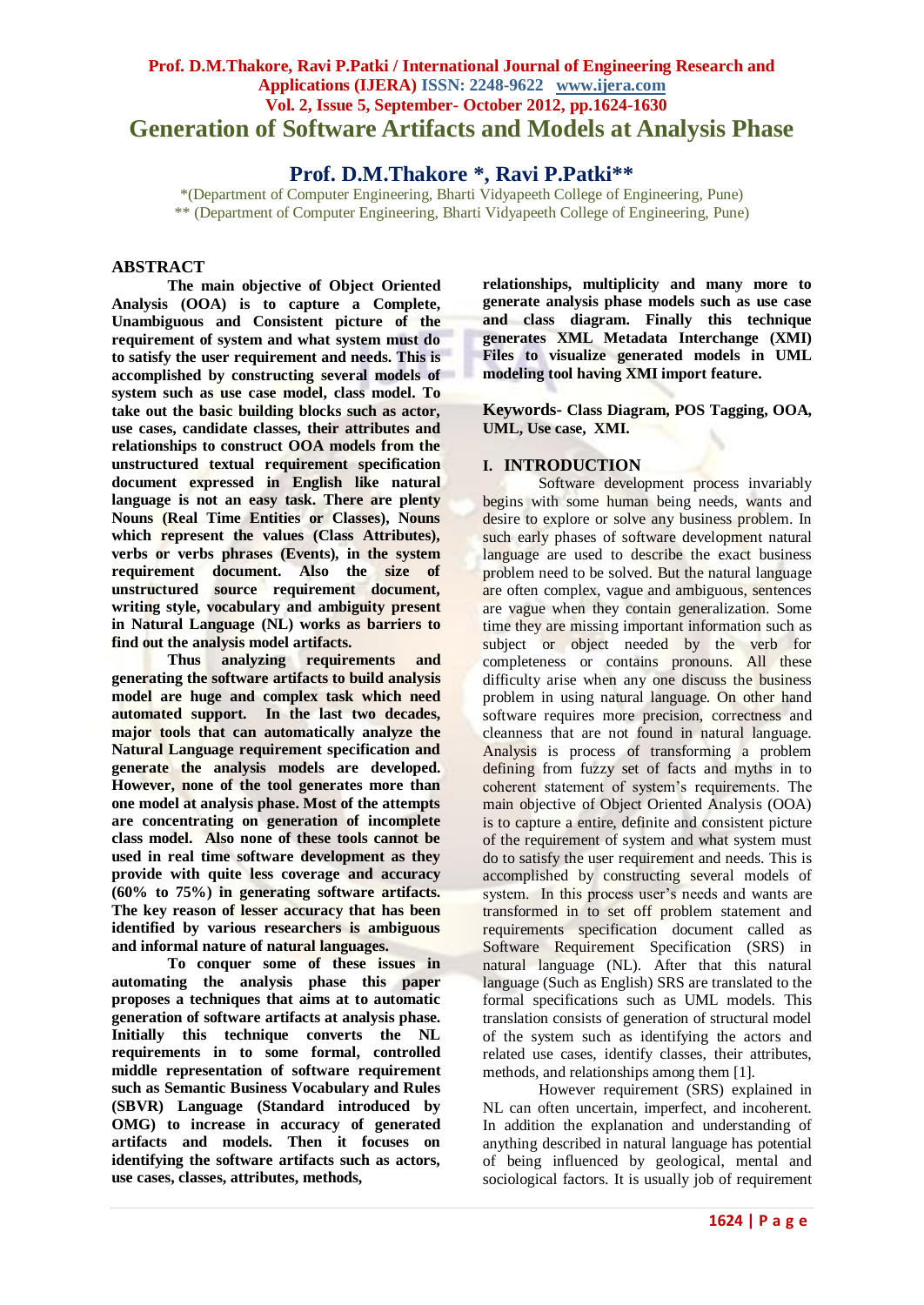# Generation of Software Artifacts and Models at Analysis Phase

## Prof. D.M.Thakore *, Ravi P.Patki**

*(Department of Computer Engineering, Bharti Vidyapeeth College of Engineering, Pune)
** (Department of Computer Engineering, Bharti Vidyapeeth College of Engineering, Pune)

## ABSTRACT

**The main objective of Object Oriented Analysis (OOA) is to capture a Complete, Unambiguous and Consistent picture of the requirement of system and what system must do to satisfy the user requirement and needs. This is accomplished by constructing several models of system such as use case model, class model. To take out the basic building blocks such as actor, use cases, candidate classes, their attributes and relationships to construct OOA models from the unstructured textual requirement specification document expressed in English like natural language is not an easy task. There are plenty Nouns (Real Time Entities or Classes), Nouns which represent the values (Class Attributes), verbs or verbs phrases (Events), in the system requirement document. Also the size of unstructured source requirement document, writing style, vocabulary and ambiguity present in Natural Language (NL) works as barriers to find out the analysis model artifacts.**

**Thus analyzing requirements and generating the software artifacts to build analysis model are huge and complex task which need automated support. In the last two decades, major tools that can automatically analyze the Natural Language requirement specification and generate the analysis models are developed. However, none of the tool generates more than one model at analysis phase. Most of the attempts are concentrating on generation of incomplete class model. Also none of these tools cannot be used in real time software development as they provide with quite less coverage and accuracy (60% to 75%) in generating software artifacts. The key reason of lesser accuracy that has been identified by various researchers is ambiguous and informal nature of natural languages.**

**To conquer some of these issues in automating the analysis phase this paper proposes a techniques that aim at to automatic generation of software artifacts at analysis phase. Initially this technique converts the NL requirements in to some formal, controlled middle representation of software requirement such as Semantic Business Vocabulary and Rules (SBVR) Language (Standard introduced by OMG) to increase in accuracy of generated artifacts and models. Then it focuses on identifying the software artifacts such as actors, use cases, classes, attributes, methods, relationships, multiplicity and many more to generate analysis phase models such as use case and class diagram. Finally this technique generates XML Metadata Interchange (XMI) Files to visualize generated models in UML modeling tool having XMI import feature.**

**Keywords- Class Diagram, POS Tagging, OOA, UML, Use case, XMI.**

## I. INTRODUCTION

Software development process invariably begins with some human being needs, wants and desire to explore or solve any business problem. In such early phases of software development natural language are used to describe the exact business problem need to be solved. But the natural language are often complex, vague and ambiguous, sentences are vague when they contain generalization. Some time they are missing important information such as subject or object needed by the verb for completeness or contains pronouns. All these difficulty arise when any one discuss the business problem in using natural language. On other hand software requires more precision, correctness and cleanness that are not found in natural language. Analysis is process of transforming a problem defining from fuzzy set of facts and myths in to coherent statement of system's requirements. The main objective of Object Oriented Analysis (OOA) is to capture a entire, definite and consistent picture of the requirement of system and what system must do to satisfy the user requirement and needs. This is accomplished by constructing several models of system. In this process user's needs and wants are transformed in to set off problem statement and requirements specification document called as Software Requirement Specification (SRS) in natural language (NL). After that this natural language (Such as English) SRS are translated to the formal specifications such as UML models. This translation consists of generation of structural model of the system such as identifying the actors and related use cases, identify classes, their attributes, methods, and relationships among them [1].

However requirement (SRS) explained in NL can often uncertain, imperfect, and incoherent. In addition the explanation and understanding of anything described in natural language has potential of being influenced by geological, mental and sociological factors. It is usually job of requirement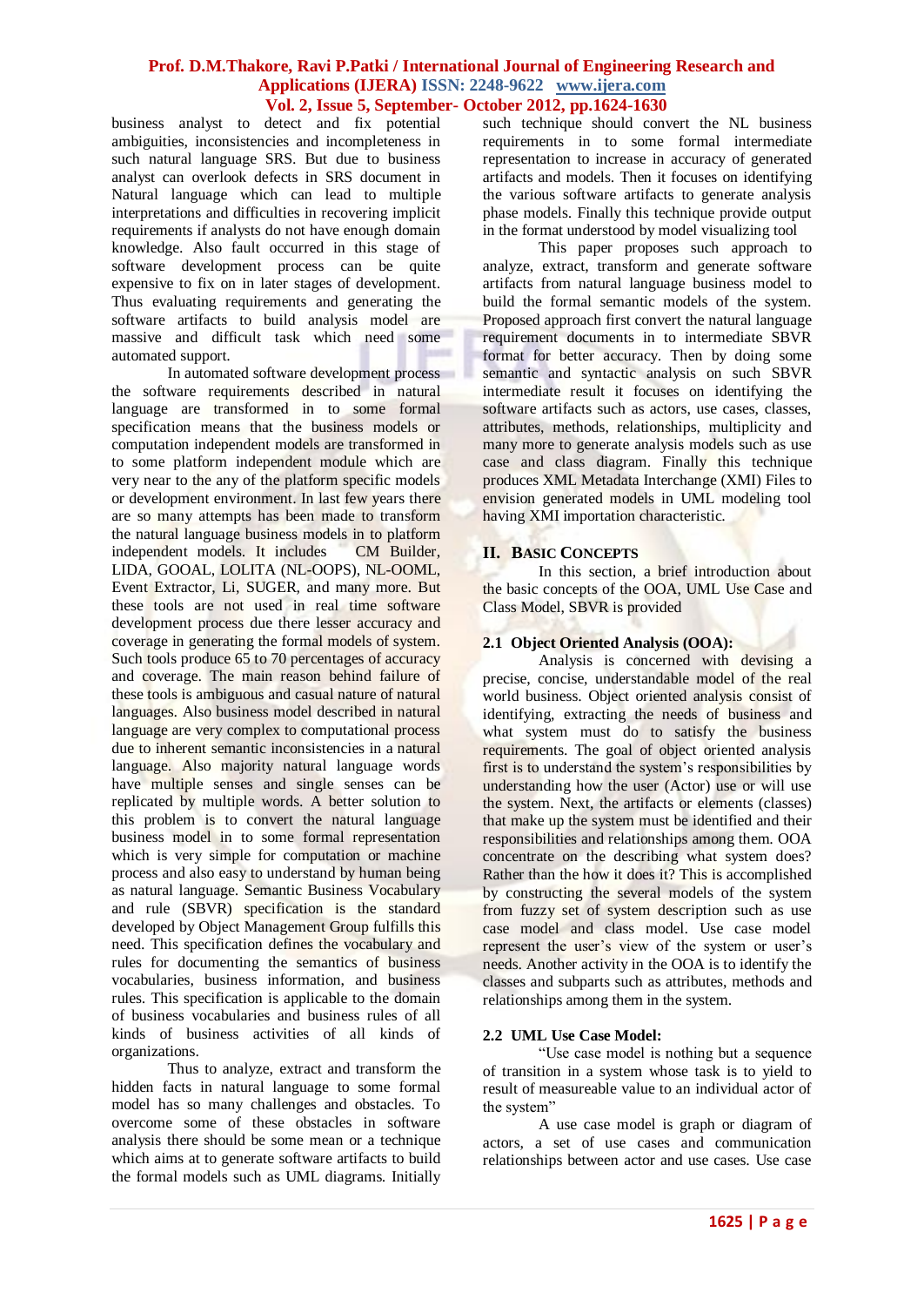business analyst to detect and fix potential ambiguities, inconsistencies and incompleteness in such natural language SRS. But due to business analyst can overlook defects in SRS document in Natural language which can lead to multiple interpretations and difficulties in recovering implicit requirements if analysts do not have enough domain knowledge. Also fault occurred in this stage of software development process can be quite expensive to fix on in later stages of development. Thus evaluating requirements and generating the software artifacts to build analysis model are massive and difficult task which need some automated support.

In automated software development process the software requirements described in natural language are transformed in to some formal specification means that the business models or computation independent models are transformed in to some platform independent module which are very near to the any of the platform specific models or development environment. In last few years there are so many attempts has been made to transform the natural language business models in to platform independent models. It includes CM Builder, LIDA, GOOAL, LOLITA (NL-OOPS), NL-OOML, Event Extractor, Li, SUGER, and many more. But these tools are not used in real time software development process due there lesser accuracy and coverage in generating the formal models of system. Such tools produce 65 to 70 percentages of accuracy and coverage. The main reason behind failure of these tools is ambiguous and casual nature of natural languages. Also business model described in natural language are very complex to computational process due to inherent semantic inconsistencies in a natural language. Also majority natural language words have multiple senses and single senses can be replicated by multiple words. A better solution to this problem is to convert the natural language business model in to some formal representation which is very simple for computation or machine process and also easy to understand by human being as natural language. Semantic Business Vocabulary and rule (SBVR) specification is the standard developed by Object Management Group fulfills this need. This specification defines the vocabulary and rules for documenting the semantics of business vocabularies, business information, and business rules. This specification is applicable to the domain of business vocabularies and business rules of all kinds of business activities of all kinds of organizations.

Thus to analyze, extract and transform the hidden facts in natural language to some formal model has so many challenges and obstacles. To overcome some of these obstacles in software analysis there should be some mean or a technique which aims at to generate software artifacts to build the formal models such as UML diagrams. Initially such technique should convert the NL business requirements in to some formal intermediate representation to increase in accuracy of generated artifacts and models. Then it focuses on identifying the various software artifacts to generate analysis phase models. Finally this technique provide output in the format understood by model visualizing tool

This paper proposes such approach to analyze, extract, transform and generate software artifacts from natural language business model to build the formal semantic models of the system. Proposed approach first convert the natural language requirement documents in to intermediate SBVR format for better accuracy. Then by doing some semantic and syntactic analysis on such SBVR intermediate result it focuses on identifying the software artifacts such as actors, use cases, classes, attributes, methods, relationships, multiplicity and many more to generate analysis models such as use case and class diagram. Finally this technique produces XML Metadata Interchange (XMI) Files to envision generated models in UML modeling tool having XMI importation characteristic.

## II. Basic Concepts

In this section, a brief introduction about the basic concepts of the OOA, UML Use Case and Class Model, SBVR is provided

### 2.1 Object Oriented Analysis (OOA):

Analysis is concerned with devising a precise, concise, understandable model of the real world business. Object oriented analysis consist of identifying, extracting the needs of business and what system must do to satisfy the business requirements. The goal of object oriented analysis first is to understand the system's responsibilities by understanding how the user (Actor) use or will use the system. Next, the artifacts or elements (classes) that make up the system must be identified and their responsibilities and relationships among them. OOA concentrate on the describing what system does? Rather than the how it does it? This is accomplished by constructing the several models of the system from fuzzy set of system description such as use case model and class model. Use case model represent the user's view of the system or user's needs. Another activity in the OOA is to identify the classes and subparts such as attributes, methods and relationships among them in the system.

### 2.2 UML Use Case Model:

"Use case model is nothing but a sequence of transition in a system whose task is to yield to result of measureable value to an individual actor of the system"

A use case model is graph or diagram of actors, a set of use cases and communication relationships between actor and use cases. Use case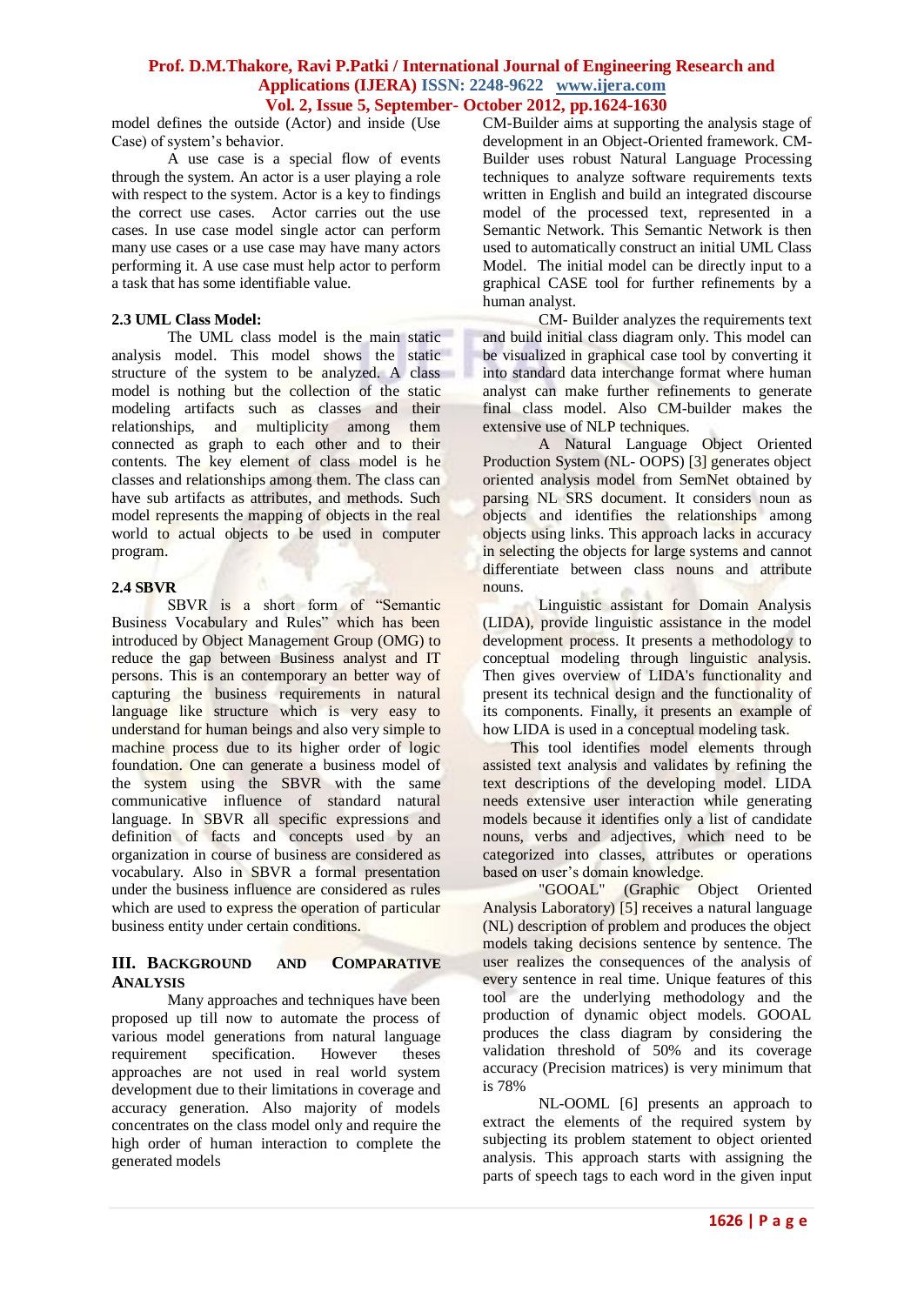model defines the outside (Actor) and inside (Use Case) of system's behavior.

A use case is a special flow of events through the system. An actor is a user playing a role with respect to the system. Actor is a key to findings the correct use cases. Actor carries out the use cases. In use case model single actor can perform many use cases or a use case may have many actors performing it. A use case must help actor to perform a task that has some identifiable value.

### 2.3 UML Class Model:

The UML class model is the main static analysis model. This model shows the static structure of the system to be analyzed. A class model is nothing but the collection of the static modeling artifacts such as classes and their relationships, and multiplicity among them connected as graph to each other and to their contents. The key element of class model is he classes and relationships among them. The class can have sub artifacts as attributes, and methods. Such model represents the mapping of objects in the real world to actual objects to be used in computer program.

### 2.4 SBVR

SBVR is a short form of "Semantic Business Vocabulary and Rules" which has been introduced by Object Management Group (OMG) to reduce the gap between Business analyst and IT persons. This is an contemporary an better way of capturing the business requirements in natural language like structure which is very easy to understand for human beings and also very simple to machine process due to its higher order of logic foundation. One can generate a business model of the system using the SBVR with the same communicative influence of standard natural language. In SBVR all specific expressions and definition of facts and concepts used by an organization in course of business are considered as vocabulary. Also in SBVR a formal presentation under the business influence are considered as rules which are used to express the operation of particular business entity under certain conditions.

## III. Background and Comparative Analysis

Many approaches and techniques have been proposed up till now to automate the process of various model generations from natural language requirement specification. However theses approaches are not used in real world system development due to their limitations in coverage and accuracy generation. Also majority of models concentrates on the class model only and require the high order of human interaction to complete the generated models

CM-Builder aims at supporting the analysis stage of development in an Object-Oriented framework. CM-Builder uses robust Natural Language Processing techniques to analyze software requirements texts written in English and build an integrated discourse model of the processed text, represented in a Semantic Network. This Semantic Network is then used to automatically construct an initial UML Class Model. The initial model can be directly input to a graphical CASE tool for further refinements by a human analyst.

CM- Builder analyzes the requirements text and build initial class diagram only. This model can be visualized in graphical case tool by converting it into standard data interchange format where human analyst can make further refinements to generate final class model. Also CM-builder makes the extensive use of NLP techniques.

A Natural Language Object Oriented Production System (NL- OOPS) [3] generates object oriented analysis model from SemNet obtained by parsing NL SRS document. It considers noun as objects and identifies the relationships among objects using links. This approach lacks in accuracy in selecting the objects for large systems and cannot differentiate between class nouns and attribute nouns.

Linguistic assistant for Domain Analysis (LIDA), provide linguistic assistance in the model development process. It presents a methodology to conceptual modeling through linguistic analysis. Then gives overview of LIDA's functionality and present its technical design and the functionality of its components. Finally, it presents an example of how LIDA is used in a conceptual modeling task.

This tool identifies model elements through assisted text analysis and validates by refining the text descriptions of the developing model. LIDA needs extensive user interaction while generating models because it identifies only a list of candidate nouns, verbs and adjectives, which need to be categorized into classes, attributes or operations based on user's domain knowledge.

"GOOAL" (Graphic Object Oriented Analysis Laboratory) [5] receives a natural language (NL) description of problem and produces the object models taking decisions sentence by sentence. The user realizes the consequences of the analysis of every sentence in real time. Unique features of this tool are the underlying methodology and the production of dynamic object models. GOOAL produces the class diagram by considering the validation threshold of 50% and its coverage accuracy (Precision matrices) is very minimum that is 78%

NL-OOML [6] presents an approach to extract the elements of the required system by subjecting its problem statement to object oriented analysis. This approach starts with assigning the parts of speech tags to each word in the given input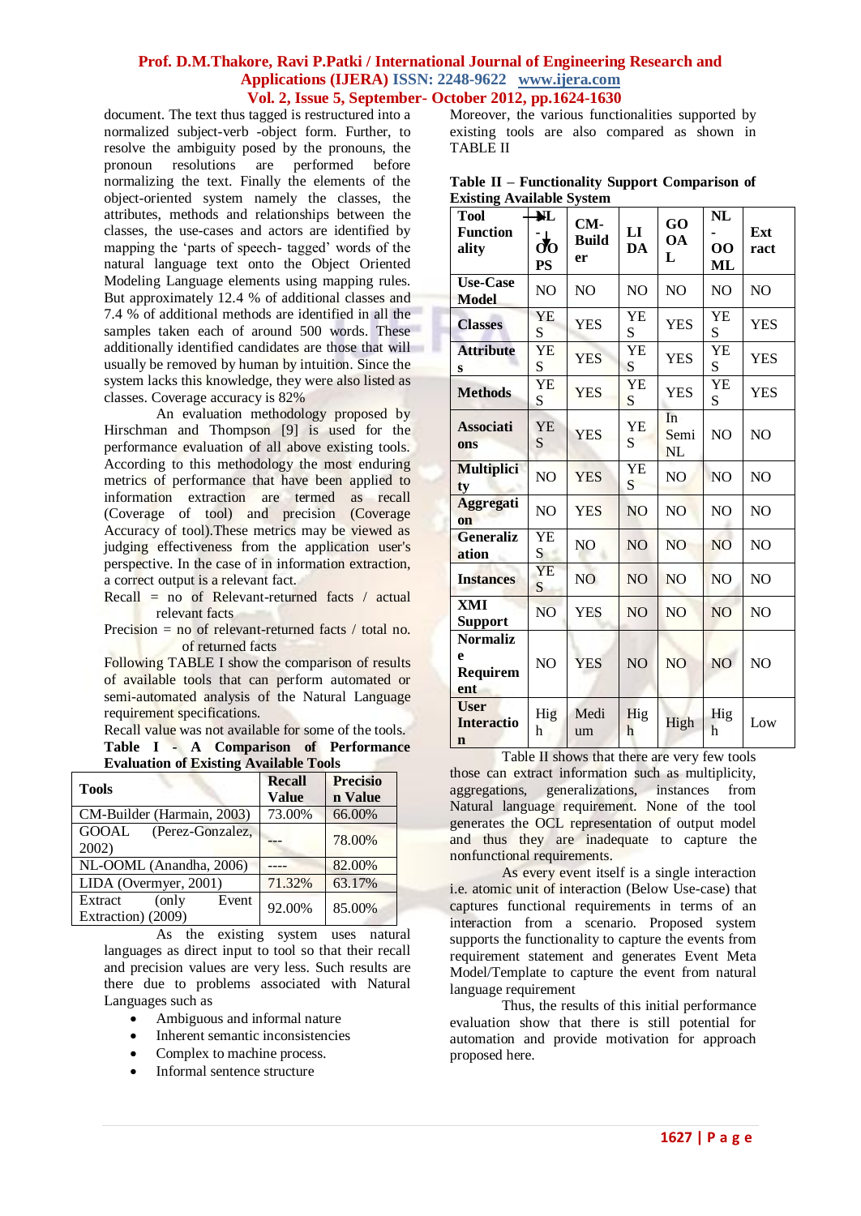document. The text thus tagged is restructured into a normalized subject-verb -object form. Further, to resolve the ambiguity posed by the pronouns, the pronoun resolutions are performed before normalizing the text. Finally the elements of the object-oriented system namely the classes, the attributes, methods and relationships between the classes, the use-cases and actors are identified by mapping the 'parts of speech- tagged' words of the natural language text onto the Object Oriented Modeling Language elements using mapping rules. But approximately 12.4 % of additional classes and 7.4 % of additional methods are identified in all the samples taken each of around 500 words. These additionally identified candidates are those that will usually be removed by human by intuition. Since the system lacks this knowledge, they were also listed as classes. Coverage accuracy is 82%

An evaluation methodology proposed by Hirschman and Thompson [9] is used for the performance evaluation of all above existing tools. According to this methodology the most enduring metrics of performance that have been applied to information extraction are termed as recall (Coverage of tool) and precision (Coverage Accuracy of tool).These metrics may be viewed as judging effectiveness from the application user's perspective. In the case of in information extraction, a correct output is a relevant fact.

Recall = no of Relevant-returned facts / actual relevant facts

Precision = no of relevant-returned facts / total no. of returned facts

Following TABLE I show the comparison of results of available tools that can perform automated or semi-automated analysis of the Natural Language requirement specifications.

Recall value was not available for some of the tools.

**Table I - A Comparison of Performance Evaluation of Existing Available Tools**

| Tools | Recall Value | Precision Value |
|---|---|---|
| CM-Builder (Harmain, 2003) | 73.00% | 66.00% |
| GOOAL (Perez-Gonzalez, 2002) | --- | 78.00% |
| NL-OOML (Anandha, 2006) | ---- | 82.00% |
| LIDA (Overmyer, 2001) | 71.32% | 63.17% |
| Extract (only Event Extraction) (2009) | 92.00% | 85.00% |

As the existing system uses natural languages as direct input to tool so that their recall and precision values are very less. Such results are there due to problems associated with Natural Languages such as

- Ambiguous and informal nature
- Inherent semantic inconsistencies
- Complex to machine process.
- Informal sentence structure

Moreover, the various functionalities supported by existing tools are also compared as shown in TABLE II

**Table II – Functionality Support Comparison of Existing Available System**

| Tool Function ality | NL - OOPS | CM-Builder | LIDA | GOOAL | NL - OOML | Extract |
|---|---|---|---|---|---|---|
| Use-Case Model | NO | NO | NO | NO | NO | NO |
| Classes | YES | YES | YES | YES | YES | YES |
| Attributes | YES | YES | YES | YES | YES | YES |
| Methods | YES | YES | YES | YES | YES | YES |
| Associations | YES | YES | YES | In Semi NL | NO | NO |
| Multiplicity | NO | YES | YES | NO | NO | NO |
| Aggregation | NO | YES | NO | NO | NO | NO |
| Generalization | YES | NO | NO | NO | NO | NO |
| Instances | YES | NO | NO | NO | NO | NO |
| XMI Support | NO | YES | NO | NO | NO | NO |
| Normalize Requirement | NO | YES | NO | NO | NO | NO |
| User Interaction | High | Medium | High | High | High | Low |

Table II shows that there are very few tools those can extract information such as multiplicity, aggregations, generalizations, instances from Natural language requirement. None of the tool generates the OCL representation of output model and thus they are inadequate to capture the nonfunctional requirements.

As every event itself is a single interaction i.e. atomic unit of interaction (Below Use-case) that captures functional requirements in terms of an interaction from a scenario. Proposed system supports the functionality to capture the events from requirement statement and generates Event Meta Model/Template to capture the event from natural language requirement

Thus, the results of this initial performance evaluation show that there is still potential for automation and provide motivation for approach proposed here.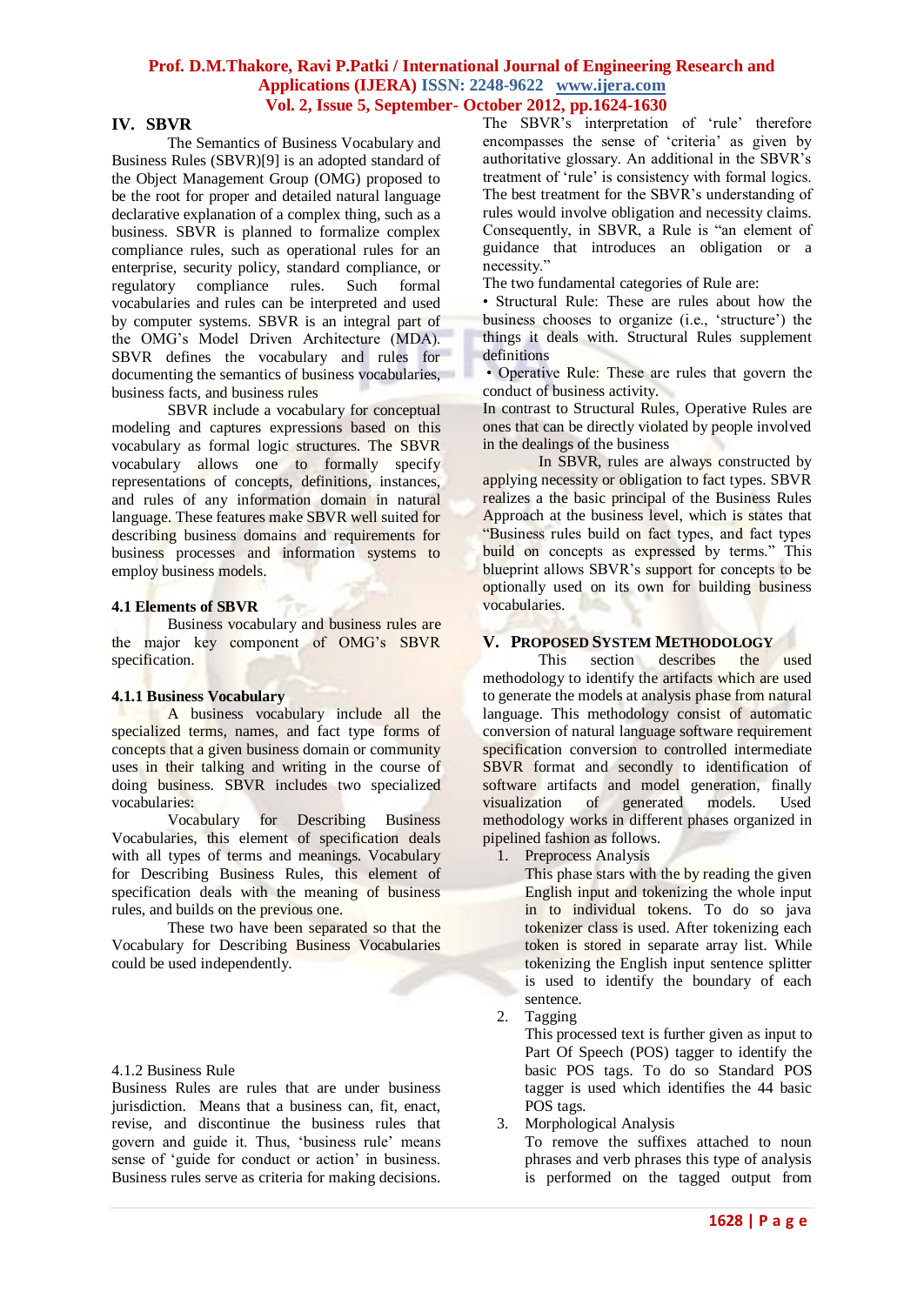## IV. SBVR

The Semantics of Business Vocabulary and Business Rules (SBVR)[9] is an adopted standard of the Object Management Group (OMG) proposed to be the root for proper and detailed natural language declarative explanation of a complex thing, such as a business. SBVR is planned to formalize complex compliance rules, such as operational rules for an enterprise, security policy, standard compliance, or regulatory compliance rules. Such formal vocabularies and rules can be interpreted and used by computer systems. SBVR is an integral part of the OMG's Model Driven Architecture (MDA). SBVR defines the vocabulary and rules for documenting the semantics of business vocabularies, business facts, and business rules

SBVR include a vocabulary for conceptual modeling and captures expressions based on this vocabulary as formal logic structures. The SBVR vocabulary allows one to formally specify representations of concepts, definitions, instances, and rules of any information domain in natural language. These features make SBVR well suited for describing business domains and requirements for business processes and information systems to employ business models.

### 4.1 Elements of SBVR

Business vocabulary and business rules are the major key component of OMG's SBVR specification.

#### 4.1.1 Business Vocabulary

A business vocabulary include all the specialized terms, names, and fact type forms of concepts that a given business domain or community uses in their talking and writing in the course of doing business. SBVR includes two specialized vocabularies:

Vocabulary for Describing Business Vocabularies, this element of specification deals with all types of terms and meanings. Vocabulary for Describing Business Rules, this element of specification deals with the meaning of business rules, and builds on the previous one.

These two have been separated so that the Vocabulary for Describing Business Vocabularies could be used independently.

4.1.2 Business Rule

Business Rules are rules that are under business jurisdiction. Means that a business can, fit, enact, revise, and discontinue the business rules that govern and guide it. Thus, 'business rule' means sense of 'guide for conduct or action' in business. Business rules serve as criteria for making decisions. The SBVR's interpretation of 'rule' therefore encompasses the sense of 'criteria' as given by authoritative glossary. An additional in the SBVR's treatment of 'rule' is consistency with formal logics. The best treatment for the SBVR's understanding of rules would involve obligation and necessity claims. Consequently, in SBVR, a Rule is "an element of guidance that introduces an obligation or a necessity."

The two fundamental categories of Rule are:

• Structural Rule: These are rules about how the business chooses to organize (i.e., 'structure') the things it deals with. Structural Rules supplement definitions

• Operative Rule: These are rules that govern the conduct of business activity.

In contrast to Structural Rules, Operative Rules are ones that can be directly violated by people involved in the dealings of the business

In SBVR, rules are always constructed by applying necessity or obligation to fact types. SBVR realizes a the basic principal of the Business Rules Approach at the business level, which is states that "Business rules build on fact types, and fact types build on concepts as expressed by terms." This blueprint allows SBVR's support for concepts to be optionally used on its own for building business vocabularies.

## V. Proposed System Methodology

This section describes the used methodology to identify the artifacts which are used to generate the models at analysis phase from natural language. This methodology consist of automatic conversion of natural language software requirement specification conversion to controlled intermediate SBVR format and secondly to identification of software artifacts and model generation, finally visualization of generated models. Used methodology works in different phases organized in pipelined fashion as follows.

1. Preprocess Analysis
   This phase stars with the by reading the given English input and tokenizing the whole input in to individual tokens. To do so java tokenizer class is used. After tokenizing each token is stored in separate array list. While tokenizing the English input sentence splitter is used to identify the boundary of each sentence.
2. Tagging
   This processed text is further given as input to Part Of Speech (POS) tagger to identify the basic POS tags. To do so Standard POS tagger is used which identifies the 44 basic POS tags.
3. Morphological Analysis
   To remove the suffixes attached to noun phrases and verb phrases this type of analysis is performed on the tagged output from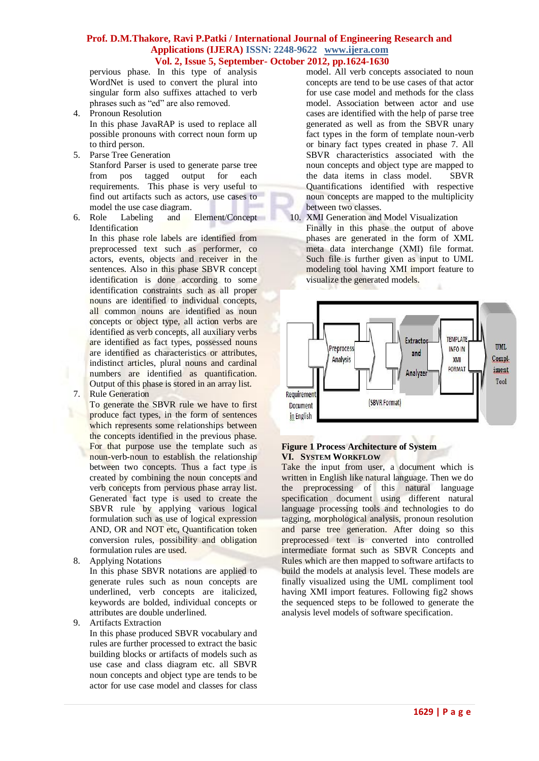pervious phase. In this type of analysis WordNet is used to convert the plural into singular form also suffixes attached to verb phrases such as “ed” are also removed.

4. Pronoun Resolution
   In this phase JavaRAP is used to replace all possible pronouns with correct noun form up to third person.
5. Parse Tree Generation
   Stanford Parser is used to generate parse tree from pos tagged output for each requirements. This phase is very useful to find out artifacts such as actors, use cases to model the use case diagram.
6. Role Labeling and Element/Concept Identification
   In this phase role labels are identified from preprocessed text such as performer, co actors, events, objects and receiver in the sentences. Also in this phase SBVR concept identification is done according to some identification constraints such as all proper nouns are identified to individual concepts, all common nouns are identified as noun concepts or object type, all action verbs are identified as verb concepts, all auxiliary verbs are identified as fact types, possessed nouns are identified as characteristics or attributes, indistinct articles, plural nouns and cardinal numbers are identified as quantification. Output of this phase is stored in an array list.
7. Rule Generation
   To generate the SBVR rule we have to first produce fact types, in the form of sentences which represents some relationships between the concepts identified in the previous phase. For that purpose use the template such as noun-verb-noun to establish the relationship between two concepts. Thus a fact type is created by combining the noun concepts and verb concepts from pervious phase array list. Generated fact type is used to create the SBVR rule by applying various logical formulation such as use of logical expression AND, OR and NOT etc, Quantification token conversion rules, possibility and obligation formulation rules are used.
8. Applying Notations
   In this phase SBVR notations are applied to generate rules such as noun concepts are underlined, verb concepts are italicized, keywords are bolded, individual concepts or attributes are double underlined.
9. Artifacts Extraction
   In this phase produced SBVR vocabulary and rules are further processed to extract the basic building blocks or artifacts of models such as use case and class diagram etc. all SBVR noun concepts and object type are tends to be actor for use case model and classes for class model. All verb concepts associated to noun concepts are tend to be use cases of that actor for use case model and methods for the class model. Association between actor and use cases are identified with the help of parse tree generated as well as from the SBVR unary fact types in the form of template noun-verb or binary fact types created in phase 7. All SBVR characteristics associated with the noun concepts and object type are mapped to the data items in class model. SBVR Quantifications identified with respective noun concepts are mapped to the multiplicity between two classes.
10. XMI Generation and Model Visualization
    Finally in this phase the output of above phases are generated in the form of XML meta data interchange (XMI) file format. Such file is further given as input to UML modeling tool having XMI import feature to visualize the generated models.

Requirement Document in English → Preprocess Analysis → Extractor and Analyzer → TEMPLATE INFO IN XMI FORMAT → UML Compliment Tool (SBVR Format)

**Figure 1 Process Architecture of System**

## VI. SYSTEM WORKFLOW

Take the input from user, a document which is written in English like natural language. Then we do the preprocessing of this natural language specification document using different natural language processing tools and technologies to do tagging, morphological analysis, pronoun resolution and parse tree generation. After doing so this preprocessed text is converted into controlled intermediate format such as SBVR Concepts and Rules which are then mapped to software artifacts to build the models at analysis level. These models are finally visualized using the UML compliment tool having XMI import features. Following fig2 shows the sequenced steps to be followed to generate the analysis level models of software specification.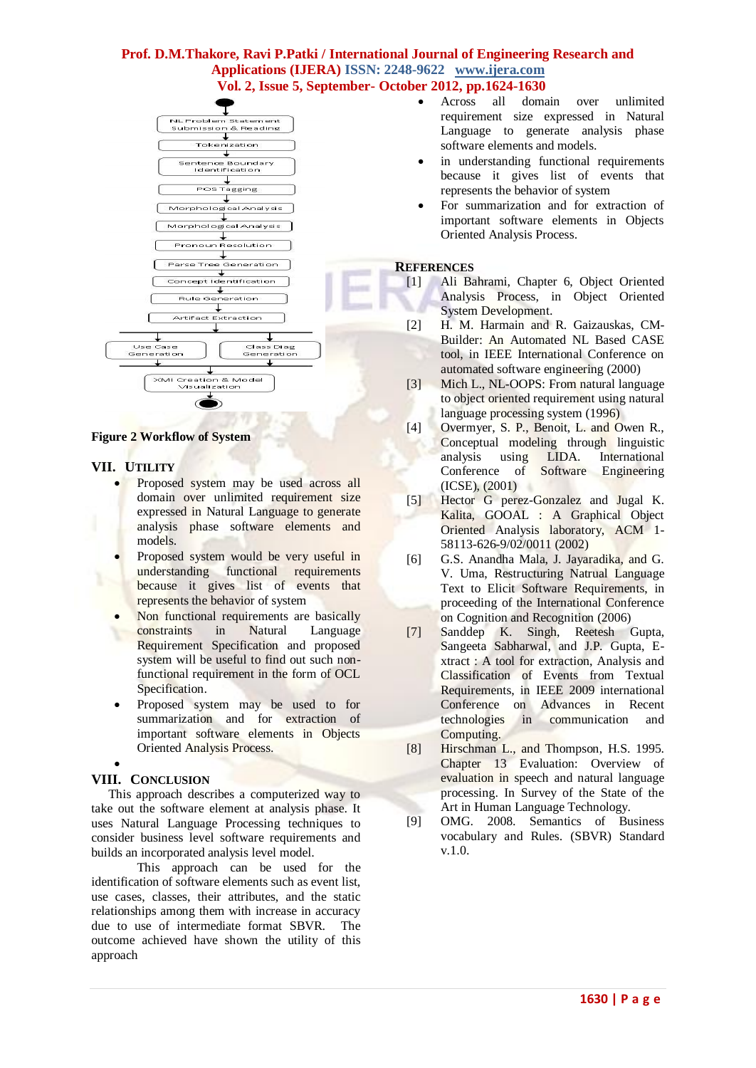NL Problem Statement Submission & Reading

Tokenization

Sentence Boundary Identification

POS Tagging

Morphological Analysis

Morphological Analysis

Pronoun Resolution

Parse Tree Generation

Concept Identification

Rule Generation

Artifact Extraction

Use Case Generation

Class Diag Generation

XMI Creation & Model Visualization

**Figure 2 Workflow of System**

## VII. Utility

- Proposed system may be used across all domain over unlimited requirement size expressed in Natural Language to generate analysis phase software elements and models.
- Proposed system would be very useful in understanding functional requirements because it gives list of events that represents the behavior of system
- Non functional requirements are basically constraints in Natural Language Requirement Specification and proposed system will be useful to find out such non-functional requirement in the form of OCL Specification.
- Proposed system may be used to for summarization and for extraction of important software elements in Objects Oriented Analysis Process.

## VIII. Conclusion

This approach describes a computerized way to take out the software element at analysis phase. It uses Natural Language Processing techniques to consider business level software requirements and builds an incorporated analysis level model.

This approach can be used for the identification of software elements such as event list, use cases, classes, their attributes, and the static relationships among them with increase in accuracy due to use of intermediate format SBVR. The outcome achieved have shown the utility of this approach

- Across all domain over unlimited requirement size expressed in Natural Language to generate analysis phase software elements and models.
- in understanding functional requirements because it gives list of events that represents the behavior of system
- For summarization and for extraction of important software elements in Objects Oriented Analysis Process.

## References

[1] Ali Bahrami, Chapter 6, Object Oriented Analysis Process, in Object Oriented System Development.

[2] H. M. Harmain and R. Gaizauskas, CM-Builder: An Automated NL Based CASE tool, in IEEE International Conference on automated software engineering (2000)

[3] Mich L., NL-OOPS: From natural language to object oriented requirement using natural language processing system (1996)

[4] Overmyer, S. P., Benoit, L. and Owen R., Conceptual modeling through linguistic analysis using LIDA. International Conference of Software Engineering (ICSE), (2001)

[5] Hector G perez-Gonzalez and Jugal K. Kalita, GOOAL : A Graphical Object Oriented Analysis laboratory, ACM 1-58113-626-9/02/0011 (2002)

[6] G.S. Anandha Mala, J. Jayaradika, and G. V. Uma, Restructuring Natrual Language Text to Elicit Software Requirements, in proceeding of the International Conference on Cognition and Recognition (2006)

[7] Sanddep K. Singh, Reetesh Gupta, Sangeeta Sabharwal, and J.P. Gupta, E-xtract : A tool for extraction, Analysis and Classification of Events from Textual Requirements, in IEEE 2009 international Conference on Advances in Recent technologies in communication and Computing.

[8] Hirschman L., and Thompson, H.S. 1995. Chapter 13 Evaluation: Overview of evaluation in speech and natural language processing. In Survey of the State of the Art in Human Language Technology.

[9] OMG. 2008. Semantics of Business vocabulary and Rules. (SBVR) Standard v.1.0.